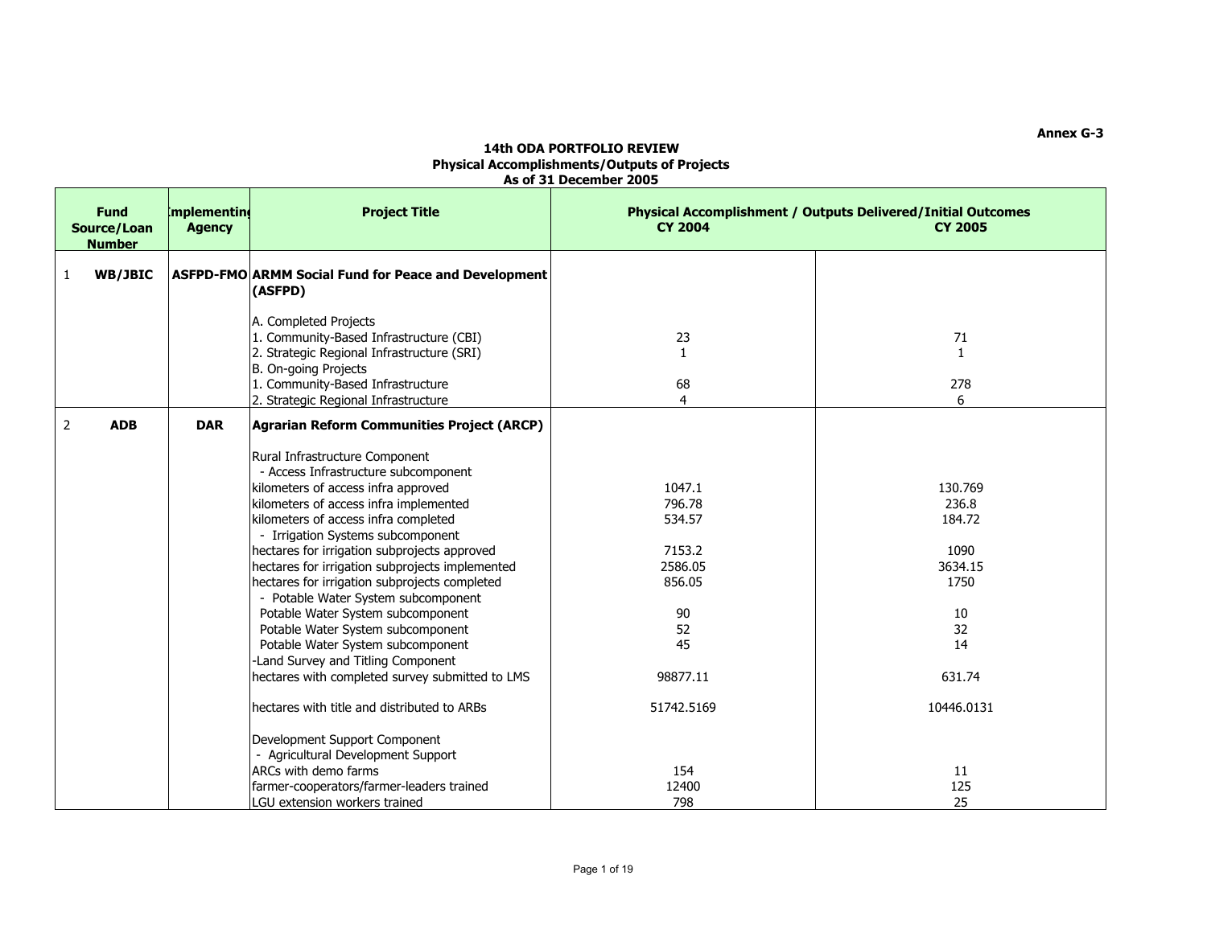Annex G-3

**14th ODA PORTFOLIO REVIEW**
**Physical Accomplishments/Outputs of Projects**
**As of 31 December 2005**

| | Fund Source/Loan Number | Implementing Agency | Project Title | Physical Accomplishment / Outputs Delivered/Initial Outcomes CY 2004 | CY 2005 |
|---|---|---|---|---|---|
| 1 | **WB/JBIC** | **ASFPD-FMO** | **ARMM Social Fund for Peace and Development (ASFPD)** | | |
| | | | A. Completed Projects | | |
| | | | 1. Community-Based Infrastructure (CBI) | 23 | 71 |
| | | | 2. Strategic Regional Infrastructure (SRI) | 1 | 1 |
| | | | B. On-going Projects | | |
| | | | 1. Community-Based Infrastructure | 68 | 278 |
| | | | 2. Strategic Regional Infrastructure | 4 | 6 |
| 2 | **ADB** | **DAR** | **Agrarian Reform Communities Project (ARCP)** | | |
| | | | Rural Infrastructure Component | | |
| | | | - Access Infrastructure subcomponent | | |
| | | | kilometers of access infra approved | 1047.1 | 130.769 |
| | | | kilometers of access infra implemented | 796.78 | 236.8 |
| | | | kilometers of access infra completed | 534.57 | 184.72 |
| | | | - Irrigation Systems subcomponent | | |
| | | | hectares for irrigation subprojects approved | 7153.2 | 1090 |
| | | | hectares for irrigation subprojects implemented | 2586.05 | 3634.15 |
| | | | hectares for irrigation subprojects completed | 856.05 | 1750 |
| | | | - Potable Water System subcomponent | | |
| | | | Potable Water System subcomponent | 90 | 10 |
| | | | Potable Water System subcomponent | 52 | 32 |
| | | | Potable Water System subcomponent | 45 | 14 |
| | | | -Land Survey and Titling Component | | |
| | | | hectares with completed survey submitted to LMS | 98877.11 | 631.74 |
| | | | hectares with title and distributed to ARBs | 51742.5169 | 10446.0131 |
| | | | Development Support Component | | |
| | | | - Agricultural Development Support | | |
| | | | ARCs with demo farms | 154 | 11 |
| | | | farmer-cooperators/farmer-leaders trained | 12400 | 125 |
| | | | LGU extension workers trained | 798 | 25 |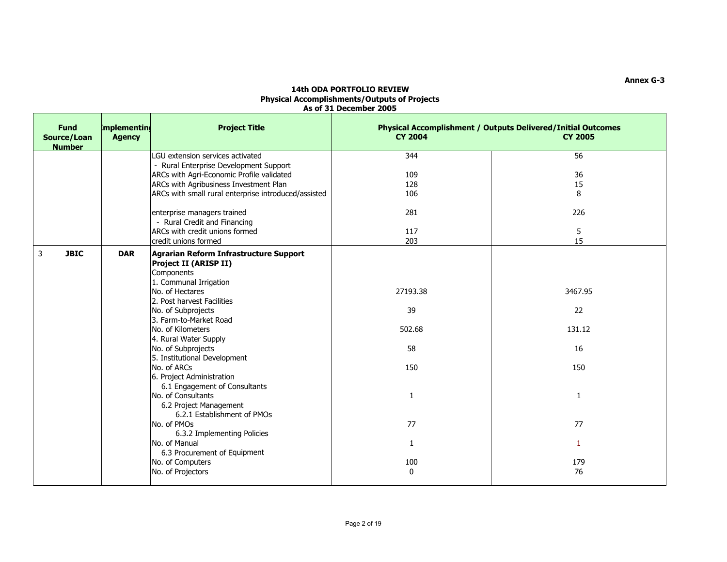Annex G-3

**14th ODA PORTFOLIO REVIEW**
**Physical Accomplishments/Outputs of Projects**
**As of 31 December 2005**

| Fund Source/Loan Number | Implementing Agency | Project Title | Physical Accomplishment / Outputs Delivered/Initial Outcomes CY 2004 | CY 2005 |
|---|---|---|---|---|
| | | LGU extension services activated | 344 | 56 |
| | | - Rural Enterprise Development Support | | |
| | | ARCs with Agri-Economic Profile validated | 109 | 36 |
| | | ARCs with Agribusiness Investment Plan | 128 | 15 |
| | | ARCs with small rural enterprise introduced/assisted | 106 | 8 |
| | | enterprise managers trained | 281 | 226 |
| | | - Rural Credit and Financing | | |
| | | ARCs with credit unions formed | 117 | 5 |
| | | credit unions formed | 203 | 15 |
| 3 **JBIC** | **DAR** | **Agrarian Reform Infrastructure Support Project II (ARISP II)** | | |
| | | Components | | |
| | | 1. Communal Irrigation | | |
| | | No. of Hectares | 27193.38 | 3467.95 |
| | | 2. Post harvest Facilities | | |
| | | No. of Subprojects | 39 | 22 |
| | | 3. Farm-to-Market Road | | |
| | | No. of Kilometers | 502.68 | 131.12 |
| | | 4. Rural Water Supply | | |
| | | No. of Subprojects | 58 | 16 |
| | | 5. Institutional Development | | |
| | | No. of ARCs | 150 | 150 |
| | | 6. Project Administration | | |
| | | 6.1 Engagement of Consultants | | |
| | | No. of Consultants | 1 | 1 |
| | | 6.2 Project Management | | |
| | | 6.2.1 Establishment of PMOs | | |
| | | No. of PMOs | 77 | 77 |
| | | 6.3.2 Implementing Policies | | |
| | | No. of Manual | 1 | 1 |
| | | 6.3 Procurement of Equipment | | |
| | | No. of Computers | 100 | 179 |
| | | No. of Projectors | 0 | 76 |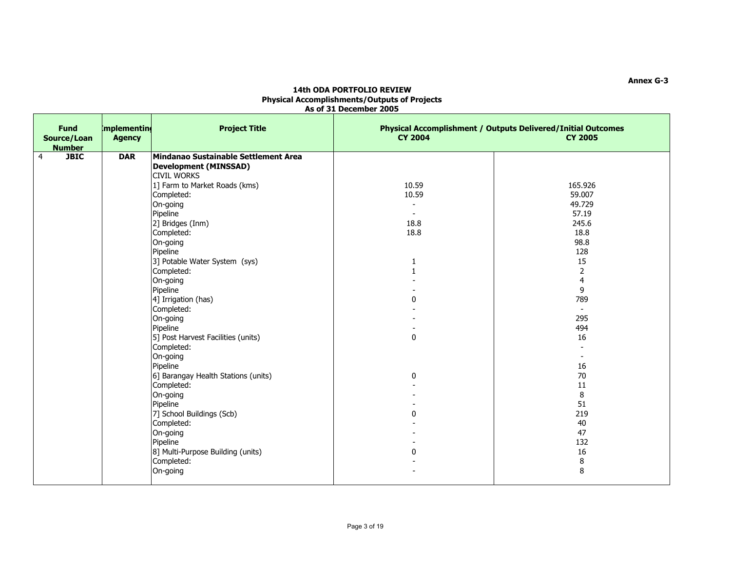Annex G-3

**14th ODA PORTFOLIO REVIEW**
**Physical Accomplishments/Outputs of Projects**
**As of 31 December 2005**

| Fund Source/Loan Number | Implementing Agency | Project Title | Physical Accomplishment / Outputs Delivered/Initial Outcomes CY 2004 | CY 2005 |
|---|---|---|---|---|
| 4 **JBIC** | **DAR** | **Mindanao Sustainable Settlement Area Development (MINSSAD)** | | |
| | | CIVIL WORKS | | |
| | | 1] Farm to Market Roads (kms) | 10.59 | 165.926 |
| | | Completed: | 10.59 | 59.007 |
| | | On-going | - | 49.729 |
| | | Pipeline | - | 57.19 |
| | | 2] Bridges (lnm) | 18.8 | 245.6 |
| | | Completed: | 18.8 | 18.8 |
| | | On-going | | 98.8 |
| | | Pipeline | | 128 |
| | | 3] Potable Water System (sys) | 1 | 15 |
| | | Completed: | 1 | 2 |
| | | On-going | - | 4 |
| | | Pipeline | - | 9 |
| | | 4] Irrigation (has) | 0 | 789 |
| | | Completed: | - | - |
| | | On-going | - | 295 |
| | | Pipeline | - | 494 |
| | | 5] Post Harvest Facilities (units) | 0 | 16 |
| | | Completed: | | - |
| | | On-going | | - |
| | | Pipeline | | 16 |
| | | 6] Barangay Health Stations (units) | 0 | 70 |
| | | Completed: | - | 11 |
| | | On-going | - | 8 |
| | | Pipeline | - | 51 |
| | | 7] School Buildings (Scb) | 0 | 219 |
| | | Completed: | - | 40 |
| | | On-going | - | 47 |
| | | Pipeline | - | 132 |
| | | 8] Multi-Purpose Building (units) | 0 | 16 |
| | | Completed: | - | 8 |
| | | On-going | - | 8 |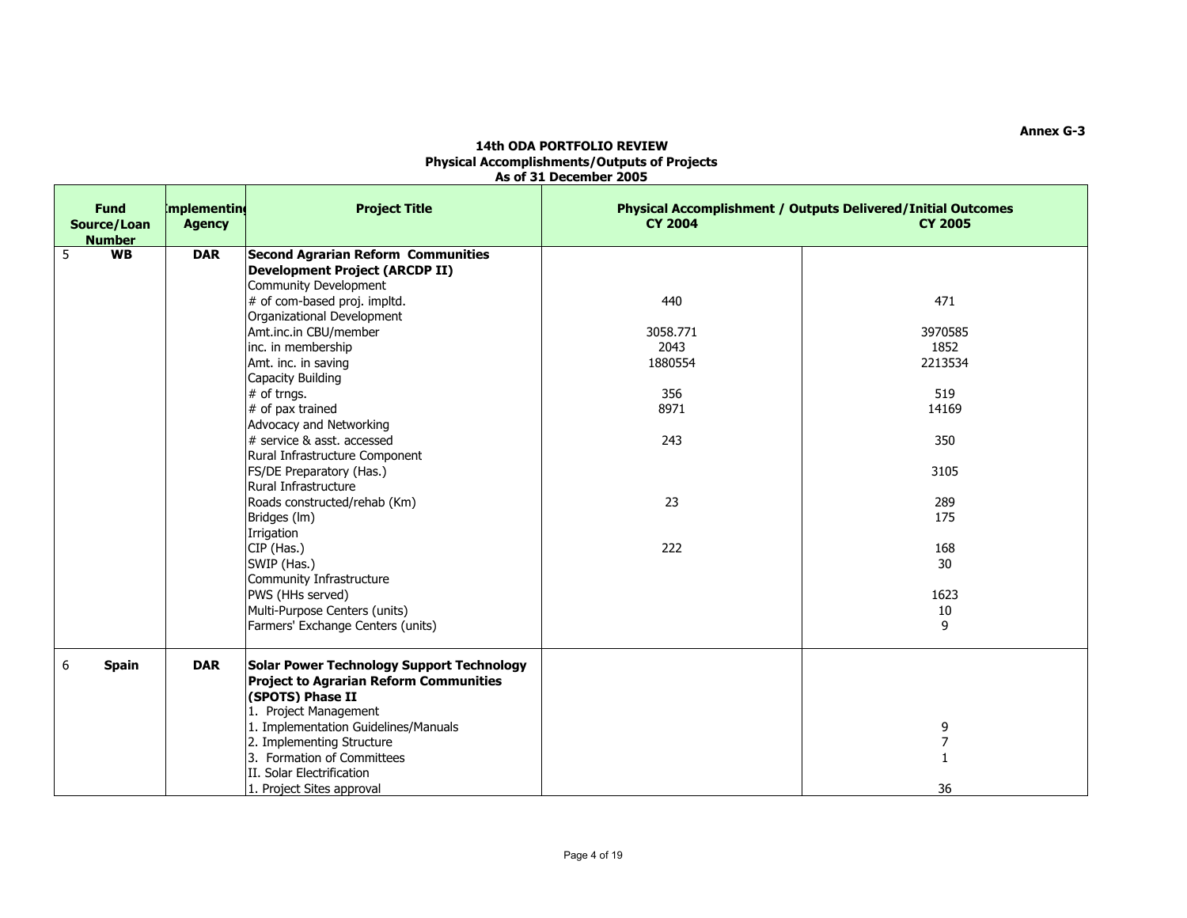Annex G-3

**14th ODA PORTFOLIO REVIEW**
**Physical Accomplishments/Outputs of Projects**
**As of 31 December 2005**

| | Fund Source/Loan Number | Implementing Agency | Project Title | Physical Accomplishment / Outputs Delivered/Initial Outcomes CY 2004 | CY 2005 |
|---|---|---|---|---|---|
| 5 | **WB** | **DAR** | **Second Agrarian Reform Communities Development Project (ARCDP II)** | | |
| | | | Community Development | | |
| | | | # of com-based proj. impltd. | 440 | 471 |
| | | | Organizational Development | | |
| | | | Amt.inc.in CBU/member | 3058.771 | 3970585 |
| | | | inc. in membership | 2043 | 1852 |
| | | | Amt. inc. in saving | 1880554 | 2213534 |
| | | | Capacity Building | | |
| | | | # of trngs. | 356 | 519 |
| | | | # of pax trained | 8971 | 14169 |
| | | | Advocacy and Networking | | |
| | | | # service & asst. accessed | 243 | 350 |
| | | | Rural Infrastructure Component | | |
| | | | FS/DE Preparatory (Has.) | | 3105 |
| | | | Rural Infrastructure | | |
| | | | Roads constructed/rehab (Km) | 23 | 289 |
| | | | Bridges (lm) | | 175 |
| | | | Irrigation | | |
| | | | CIP (Has.) | 222 | 168 |
| | | | SWIP (Has.) | | 30 |
| | | | Community Infrastructure | | |
| | | | PWS (HHs served) | | 1623 |
| | | | Multi-Purpose Centers (units) | | 10 |
| | | | Farmers' Exchange Centers (units) | | 9 |
| 6 | **Spain** | **DAR** | **Solar Power Technology Support Technology Project to Agrarian Reform Communities (SPOTS) Phase II** | | |
| | | | 1. Project Management | | |
| | | | 1. Implementation Guidelines/Manuals | | 9 |
| | | | 2. Implementing Structure | | 7 |
| | | | 3. Formation of Committees | | 1 |
| | | | II. Solar Electrification | | |
| | | | 1. Project Sites approval | | 36 |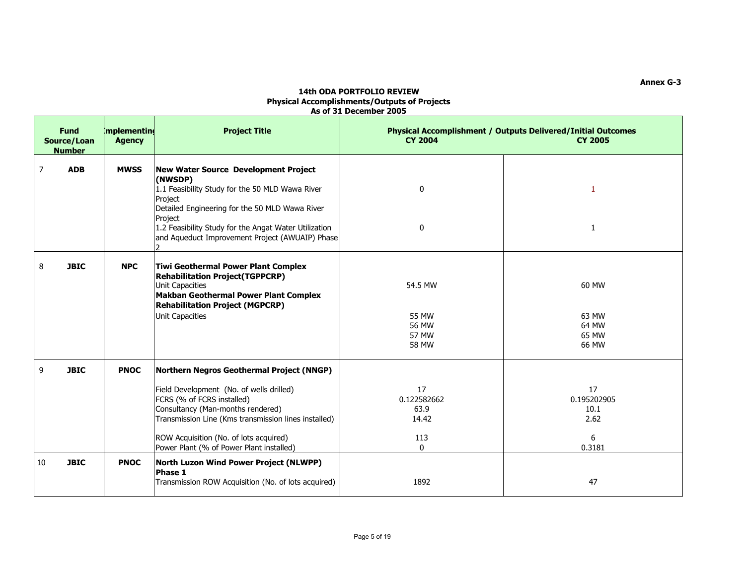Annex G-3

**14th ODA PORTFOLIO REVIEW**
**Physical Accomplishments/Outputs of Projects**
**As of 31 December 2005**

| | Fund Source/Loan Number | Implementing Agency | Project Title | Physical Accomplishment / Outputs Delivered/Initial Outcomes CY 2004 | CY 2005 |
|---|---|---|---|---|---|
| 7 | **ADB** | **MWSS** | **New Water Source Development Project (NWSDP)** | | |
| | | | 1.1 Feasibility Study for the 50 MLD Wawa River Project<br>Detailed Engineering for the 50 MLD Wawa River Project | 0 | 1 |
| | | | 1.2 Feasibility Study for the Angat Water Utilization and Aqueduct Improvement Project (AWUAIP) Phase 2 | 0 | 1 |
| 8 | **JBIC** | **NPC** | **Tiwi Geothermal Power Plant Complex Rehabilitation Project(TGPPCRP)** | | |
| | | | Unit Capacities | 54.5 MW | 60 MW |
| | | | **Makban Geothermal Power Plant Complex Rehabilitation Project (MGPCRP)** | | |
| | | | Unit Capacities | 55 MW<br>56 MW<br>57 MW<br>58 MW | 63 MW<br>64 MW<br>65 MW<br>66 MW |
| 9 | **JBIC** | **PNOC** | **Northern Negros Geothermal Project (NNGP)** | | |
| | | | Field Development (No. of wells drilled) | 17 | 17 |
| | | | FCRS (% of FCRS installed) | 0.122582662 | 0.195202905 |
| | | | Consultancy (Man-months rendered) | 63.9 | 10.1 |
| | | | Transmission Line (Kms transmission lines installed) | 14.42 | 2.62 |
| | | | ROW Acquisition (No. of lots acquired) | 113 | 6 |
| | | | Power Plant (% of Power Plant installed) | 0 | 0.3181 |
| 10 | **JBIC** | **PNOC** | **North Luzon Wind Power Project (NLWPP) Phase 1** | | |
| | | | Transmission ROW Acquisition (No. of lots acquired) | 1892 | 47 |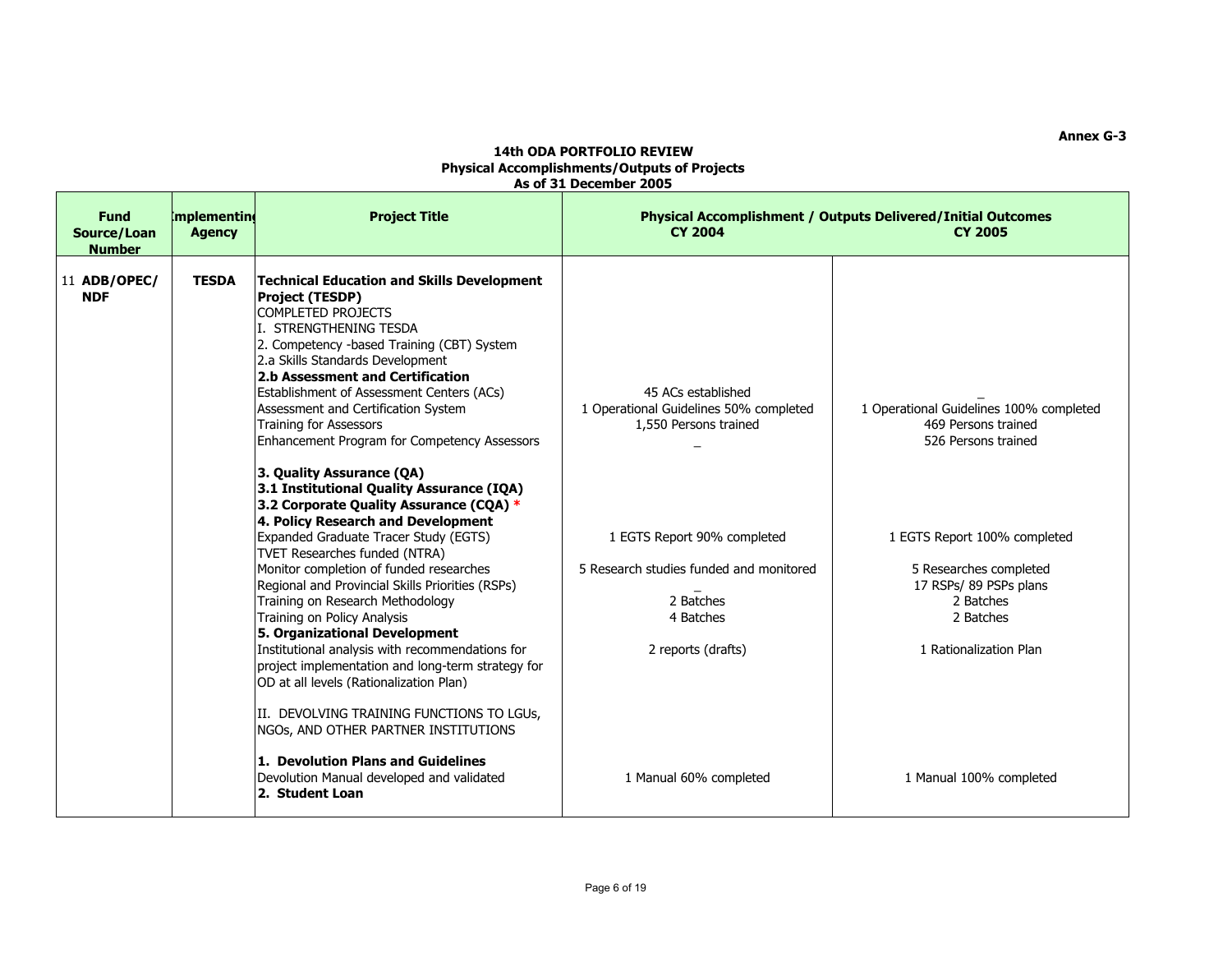Annex G-3

**14th ODA PORTFOLIO REVIEW**
**Physical Accomplishments/Outputs of Projects**
**As of 31 December 2005**

| Fund Source/Loan Number | Implementing Agency | Project Title | Physical Accomplishment / Outputs Delivered/Initial Outcomes CY 2004 | CY 2005 |
|---|---|---|---|---|
| 11 **ADB/OPEC/ NDF** | **TESDA** | **Technical Education and Skills Development Project (TESDP)** | | |
| | | COMPLETED PROJECTS | | |
| | | I. STRENGTHENING TESDA | | |
| | | 2. Competency -based Training (CBT) System | | |
| | | 2.a Skills Standards Development | | |
| | | **2.b Assessment and Certification** | | |
| | | Establishment of Assessment Centers (ACs) | 45 ACs established | _ |
| | | Assessment and Certification System | 1 Operational Guidelines 50% completed | 1 Operational Guidelines 100% completed |
| | | Training for Assessors | 1,550 Persons trained | 469 Persons trained |
| | | Enhancement Program for Competency Assessors | _ | 526 Persons trained |
| | | **3. Quality Assurance (QA)** | | |
| | | **3.1 Institutional Quality Assurance (IQA)** | | |
| | | **3.2 Corporate Quality Assurance (CQA) *** | | |
| | | **4. Policy Research and Development** | | |
| | | Expanded Graduate Tracer Study (EGTS) | 1 EGTS Report 90% completed | 1 EGTS Report 100% completed |
| | | TVET Researches funded (NTRA) | | |
| | | Monitor completion of funded researches | 5 Research studies funded and monitored | 5 Researches completed |
| | | Regional and Provincial Skills Priorities (RSPs) | _ | 17 RSPs/ 89 PSPs plans |
| | | Training on Research Methodology | 2 Batches | 2 Batches |
| | | Training on Policy Analysis | 4 Batches | 2 Batches |
| | | **5. Organizational Development** | | |
| | | Institutional analysis with recommendations for project implementation and long-term strategy for OD at all levels (Rationalization Plan) | 2 reports (drafts) | 1 Rationalization Plan |
| | | II. DEVOLVING TRAINING FUNCTIONS TO LGUs, NGOs, AND OTHER PARTNER INSTITUTIONS | | |
| | | **1. Devolution Plans and Guidelines** | | |
| | | Devolution Manual developed and validated | 1 Manual 60% completed | 1 Manual 100% completed |
| | | **2. Student Loan** | | |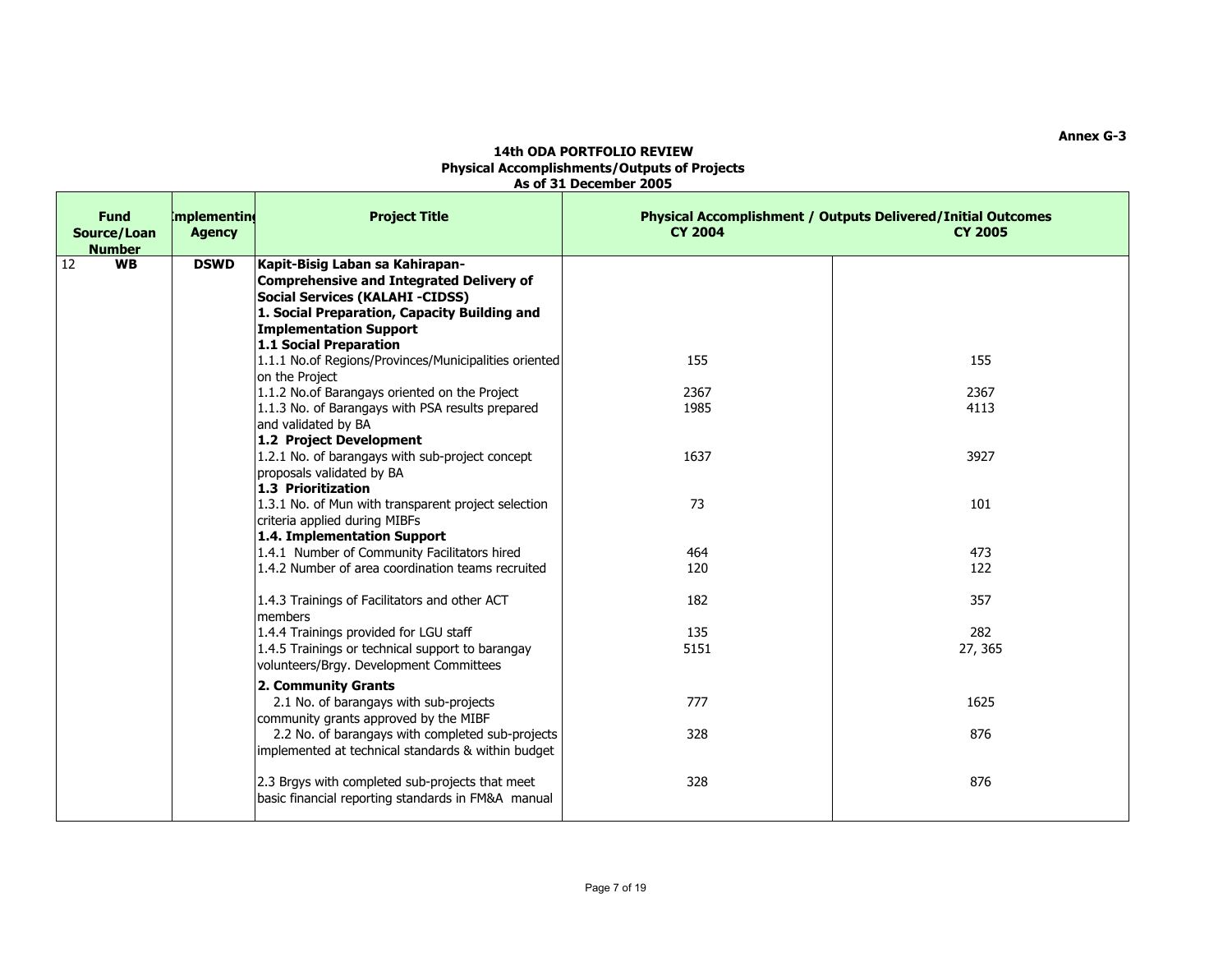Annex G-3

**14th ODA PORTFOLIO REVIEW**
**Physical Accomplishments/Outputs of Projects**
**As of 31 December 2005**

| | Fund Source/Loan Number | Implementing Agency | Project Title | Physical Accomplishment / Outputs Delivered/Initial Outcomes CY 2004 | CY 2005 |
|---|---|---|---|---|---|
| 12 | **WB** | **DSWD** | **Kapit-Bisig Laban sa Kahirapan-Comprehensive and Integrated Delivery of Social Services (KALAHI -CIDSS)** | | |
| | | | **1. Social Preparation, Capacity Building and Implementation Support** | | |
| | | | **1.1 Social Preparation** | | |
| | | | 1.1.1 No.of Regions/Provinces/Municipalities oriented on the Project | 155 | 155 |
| | | | 1.1.2 No.of Barangays oriented on the Project | 2367 | 2367 |
| | | | 1.1.3 No. of Barangays with PSA results prepared and validated by BA | 1985 | 4113 |
| | | | **1.2 Project Development** | | |
| | | | 1.2.1 No. of barangays with sub-project concept proposals validated by BA | 1637 | 3927 |
| | | | **1.3 Prioritization** | | |
| | | | 1.3.1 No. of Mun with transparent project selection criteria applied during MIBFs | 73 | 101 |
| | | | **1.4. Implementation Support** | | |
| | | | 1.4.1 Number of Community Facilitators hired | 464 | 473 |
| | | | 1.4.2 Number of area coordination teams recruited | 120 | 122 |
| | | | 1.4.3 Trainings of Facilitators and other ACT members | 182 | 357 |
| | | | 1.4.4 Trainings provided for LGU staff | 135 | 282 |
| | | | 1.4.5 Trainings or technical support to barangay volunteers/Brgy. Development Committees | 5151 | 27, 365 |
| | | | **2. Community Grants** | | |
| | | | 2.1 No. of barangays with sub-projects community grants approved by the MIBF | 777 | 1625 |
| | | | 2.2 No. of barangays with completed sub-projects implemented at technical standards & within budget | 328 | 876 |
| | | | 2.3 Brgys with completed sub-projects that meet basic financial reporting standards in FM&A manual | 328 | 876 |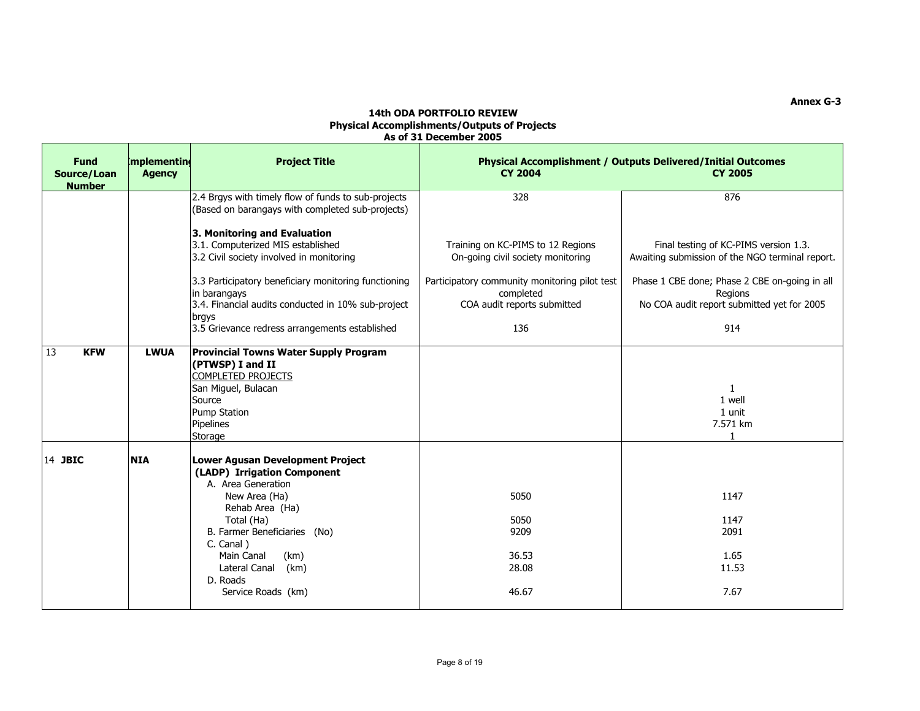Annex G-3

**14th ODA PORTFOLIO REVIEW**
**Physical Accomplishments/Outputs of Projects**
**As of 31 December 2005**

| Fund Source/Loan Number | Implementing Agency | Project Title | Physical Accomplishment / Outputs Delivered/Initial Outcomes CY 2004 | CY 2005 |
|---|---|---|---|---|
| | | 2.4 Brgys with timely flow of funds to sub-projects (Based on barangays with completed sub-projects) | 328 | 876 |
| | | **3. Monitoring and Evaluation** | | |
| | | 3.1. Computerized MIS established | Training on KC-PIMS to 12 Regions | Final testing of KC-PIMS version 1.3. |
| | | 3.2 Civil society involved in monitoring | On-going civil society monitoring | Awaiting submission of the NGO terminal report. |
| | | 3.3 Participatory beneficiary monitoring functioning in barangays | Participatory community monitoring pilot test completed | Phase 1 CBE done; Phase 2 CBE on-going in all Regions |
| | | 3.4. Financial audits conducted in 10% sub-project brgys | COA audit reports submitted | No COA audit report submitted yet for 2005 |
| | | 3.5 Grievance redress arrangements established | 136 | 914 |
| 13 **KFW** | **LWUA** | **Provincial Towns Water Supply Program (PTWSP) I and II** | | |
| | | COMPLETED PROJECTS | | |
| | | San Miguel, Bulacan | | 1 |
| | | Source | | 1 well |
| | | Pump Station | | 1 unit |
| | | Pipelines | | 7.571 km |
| | | Storage | | 1 |
| 14 **JBIC** | **NIA** | **Lower Agusan Development Project (LADP) Irrigation Component** | | |
| | | A. Area Generation | | |
| | | New Area (Ha) | 5050 | 1147 |
| | | Rehab Area (Ha) | | |
| | | Total (Ha) | 5050 | 1147 |
| | | B. Farmer Beneficiaries (No) | 9209 | 2091 |
| | | C. Canal ) | | |
| | | Main Canal (km) | 36.53 | 1.65 |
| | | Lateral Canal (km) | 28.08 | 11.53 |
| | | D. Roads | | |
| | | Service Roads (km) | 46.67 | 7.67 |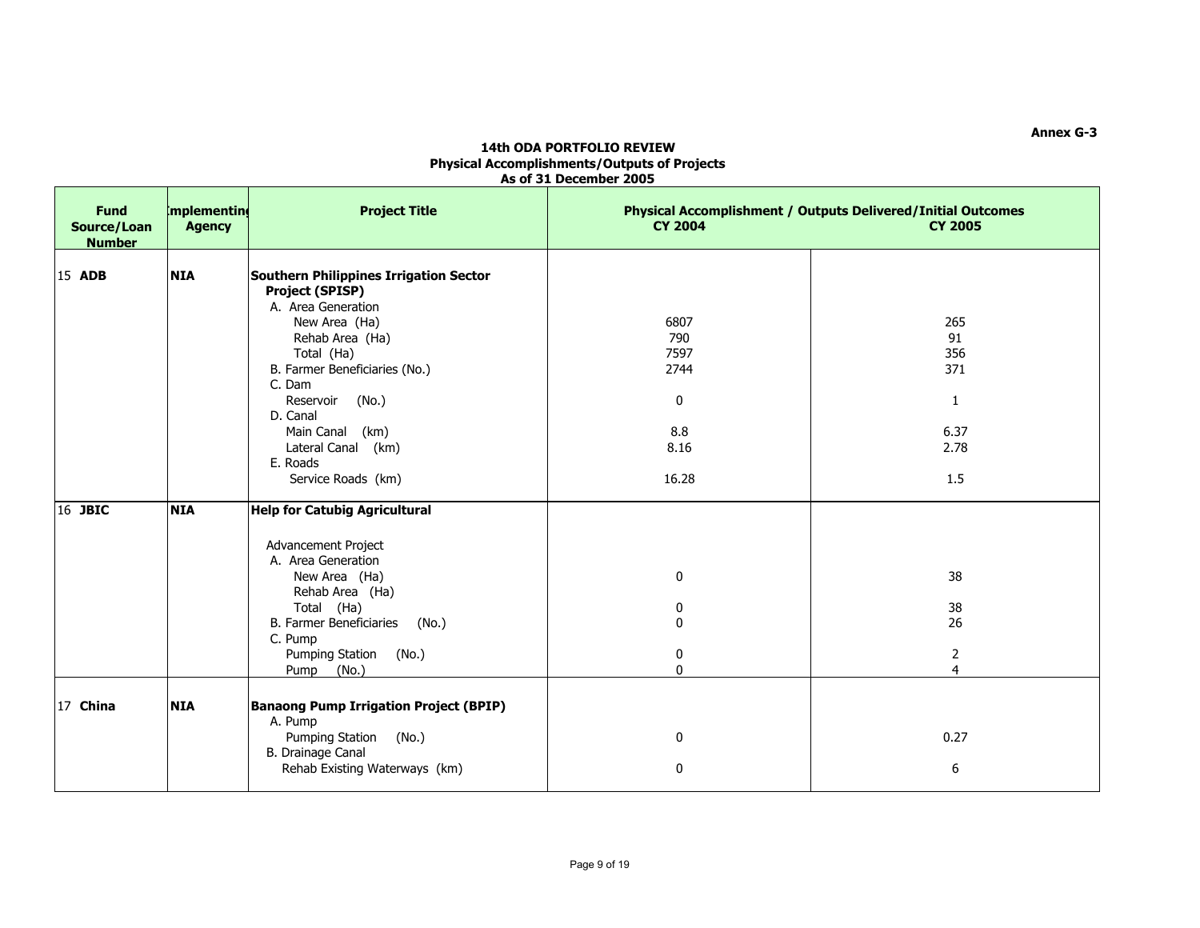Annex G-3

**14th ODA PORTFOLIO REVIEW**
**Physical Accomplishments/Outputs of Projects**
**As of 31 December 2005**

| Fund Source/Loan Number | Implementing Agency | Project Title | Physical Accomplishment / Outputs Delivered/Initial Outcomes CY 2004 | CY 2005 |
|---|---|---|---|---|
| 15 **ADB** | **NIA** | **Southern Philippines Irrigation Sector Project (SPISP)** | | |
| | | A. Area Generation | | |
| | | New Area (Ha) | 6807 | 265 |
| | | Rehab Area (Ha) | 790 | 91 |
| | | Total (Ha) | 7597 | 356 |
| | | B. Farmer Beneficiaries (No.) | 2744 | 371 |
| | | C. Dam | | |
| | | Reservoir (No.) | 0 | 1 |
| | | D. Canal | | |
| | | Main Canal (km) | 8.8 | 6.37 |
| | | Lateral Canal (km) | 8.16 | 2.78 |
| | | E. Roads | | |
| | | Service Roads (km) | 16.28 | 1.5 |
| 16 **JBIC** | **NIA** | **Help for Catubig Agricultural** | | |
| | | Advancement Project | | |
| | | A. Area Generation | | |
| | | New Area (Ha) | 0 | 38 |
| | | Rehab Area (Ha) | | |
| | | Total (Ha) | 0 | 38 |
| | | B. Farmer Beneficiaries (No.) | 0 | 26 |
| | | C. Pump | | |
| | | Pumping Station (No.) | 0 | 2 |
| | | Pump (No.) | 0 | 4 |
| 17 **China** | **NIA** | **Banaong Pump Irrigation Project (BPIP)** | | |
| | | A. Pump | | |
| | | Pumping Station (No.) | 0 | 0.27 |
| | | B. Drainage Canal | | |
| | | Rehab Existing Waterways (km) | 0 | 6 |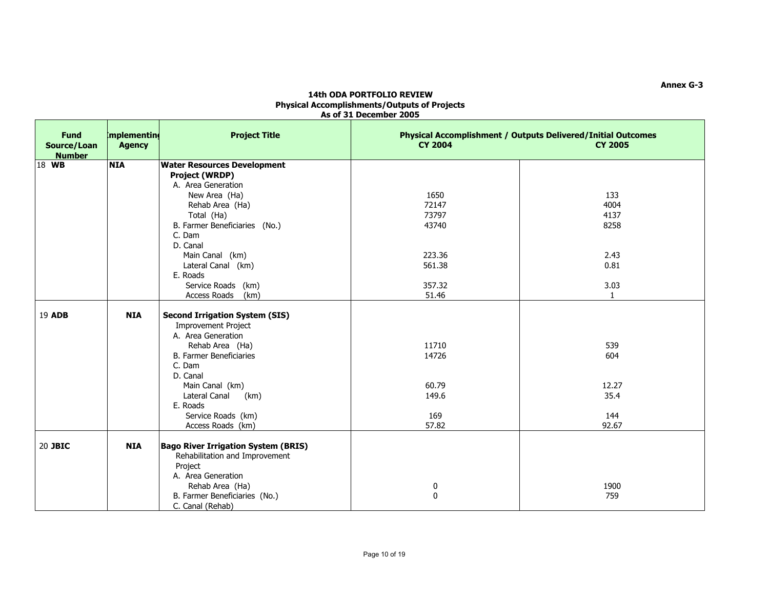Annex G-3

**14th ODA PORTFOLIO REVIEW**
**Physical Accomplishments/Outputs of Projects**
**As of 31 December 2005**

| Fund Source/Loan Number | Implementing Agency | Project Title | Physical Accomplishment / Outputs Delivered/Initial Outcomes CY 2004 | CY 2005 |
|---|---|---|---|---|
| 18 **WB** | **NIA** | **Water Resources Development Project (WRDP)** | | |
| | | A. Area Generation | | |
| | | New Area (Ha) | 1650 | 133 |
| | | Rehab Area (Ha) | 72147 | 4004 |
| | | Total (Ha) | 73797 | 4137 |
| | | B. Farmer Beneficiaries (No.) | 43740 | 8258 |
| | | C. Dam | | |
| | | D. Canal | | |
| | | Main Canal (km) | 223.36 | 2.43 |
| | | Lateral Canal (km) | 561.38 | 0.81 |
| | | E. Roads | | |
| | | Service Roads (km) | 357.32 | 3.03 |
| | | Access Roads (km) | 51.46 | 1 |
| 19 **ADB** | **NIA** | **Second Irrigation System (SIS)** Improvement Project | | |
| | | A. Area Generation | | |
| | | Rehab Area (Ha) | 11710 | 539 |
| | | B. Farmer Beneficiaries | 14726 | 604 |
| | | C. Dam | | |
| | | D. Canal | | |
| | | Main Canal (km) | 60.79 | 12.27 |
| | | Lateral Canal (km) | 149.6 | 35.4 |
| | | E. Roads | | |
| | | Service Roads (km) | 169 | 144 |
| | | Access Roads (km) | 57.82 | 92.67 |
| 20 **JBIC** | **NIA** | **Bago River Irrigation System (BRIS)** Rehabilitation and Improvement Project | | |
| | | A. Area Generation | | |
| | | Rehab Area (Ha) | 0 | 1900 |
| | | B. Farmer Beneficiaries (No.) | 0 | 759 |
| | | C. Canal (Rehab) | | |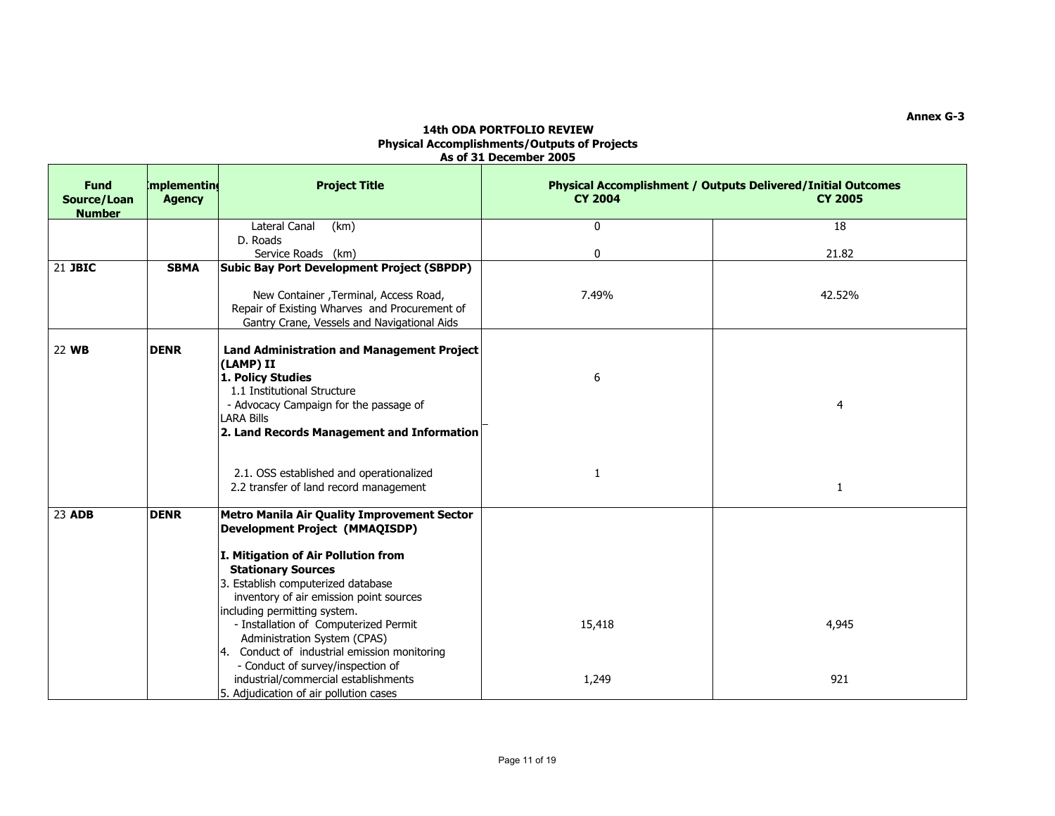**Annex G-3**

**14th ODA PORTFOLIO REVIEW**
**Physical Accomplishments/Outputs of Projects**
**As of 31 December 2005**

| Fund Source/Loan Number | Implementing Agency | Project Title | Physical Accomplishment / Outputs Delivered/Initial Outcomes CY 2004 | CY 2005 |
|---|---|---|---|---|
| | | Lateral Canal (km) | 0 | 18 |
| | | D. Roads | | |
| | | Service Roads (km) | 0 | 21.82 |
| 21 **JBIC** | **SBMA** | **Subic Bay Port Development Project (SBPDP)** | | |
| | | New Container ,Terminal, Access Road, Repair of Existing Wharves and Procurement of Gantry Crane, Vessels and Navigational Aids | 7.49% | 42.52% |
| 22 **WB** | **DENR** | **Land Administration and Management Project (LAMP) II** | | |
| | | **1. Policy Studies** | 6 | |
| | | 1.1 Institutional Structure | | |
| | | - Advocacy Campaign for the passage of LARA Bills | | 4 |
| | | **2. Land Records Management and Information** | | |
| | | 2.1. OSS established and operationalized | 1 | |
| | | 2.2 transfer of land record management | | 1 |
| 23 **ADB** | **DENR** | **Metro Manila Air Quality Improvement Sector Development Project (MMAQISDP)** | | |
| | | **I. Mitigation of Air Pollution from Stationary Sources** | | |
| | | 3. Establish computerized database inventory of air emission point sources including permitting system. | | |
| | | - Installation of Computerized Permit Administration System (CPAS) | 15,418 | 4,945 |
| | | 4. Conduct of industrial emission monitoring | | |
| | | - Conduct of survey/inspection of industrial/commercial establishments | 1,249 | 921 |
| | | 5. Adjudication of air pollution cases | | |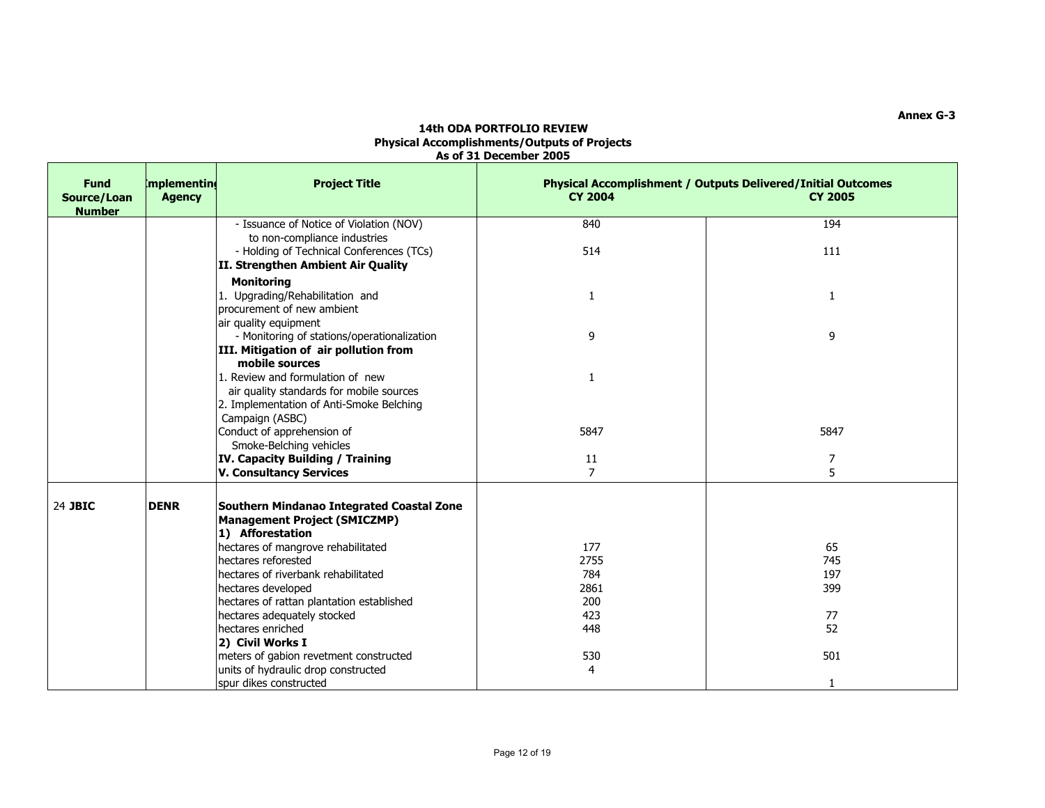Annex G-3

**14th ODA PORTFOLIO REVIEW**
**Physical Accomplishments/Outputs of Projects**
**As of 31 December 2005**

| Fund Source/Loan Number | Implementing Agency | Project Title | Physical Accomplishment / Outputs Delivered/Initial Outcomes CY 2004 | CY 2005 |
|---|---|---|---|---|
| | | - Issuance of Notice of Violation (NOV) to non-compliance industries | 840 | 194 |
| | | - Holding of Technical Conferences (TCs) | 514 | 111 |
| | | **II. Strengthen Ambient Air Quality Monitoring** | | |
| | | 1. Upgrading/Rehabilitation and procurement of new ambient air quality equipment | 1 | 1 |
| | | - Monitoring of stations/operationalization | 9 | 9 |
| | | **III. Mitigation of air pollution from mobile sources** | | |
| | | 1. Review and formulation of new air quality standards for mobile sources | 1 | |
| | | 2. Implementation of Anti-Smoke Belching Campaign (ASBC) | | |
| | | Conduct of apprehension of Smoke-Belching vehicles | 5847 | 5847 |
| | | **IV. Capacity Building / Training** | 11 | 7 |
| | | **V. Consultancy Services** | 7 | 5 |
| 24 **JBIC** | **DENR** | **Southern Mindanao Integrated Coastal Zone Management Project (SMICZMP)** | | |
| | | **1) Afforestation** | | |
| | | hectares of mangrove rehabilitated | 177 | 65 |
| | | hectares reforested | 2755 | 745 |
| | | hectares of riverbank rehabilitated | 784 | 197 |
| | | hectares developed | 2861 | 399 |
| | | hectares of rattan plantation established | 200 | |
| | | hectares adequately stocked | 423 | 77 |
| | | hectares enriched | 448 | 52 |
| | | **2) Civil Works I** | | |
| | | meters of gabion revetment constructed | 530 | 501 |
| | | units of hydraulic drop constructed | 4 | |
| | | spur dikes constructed | | 1 |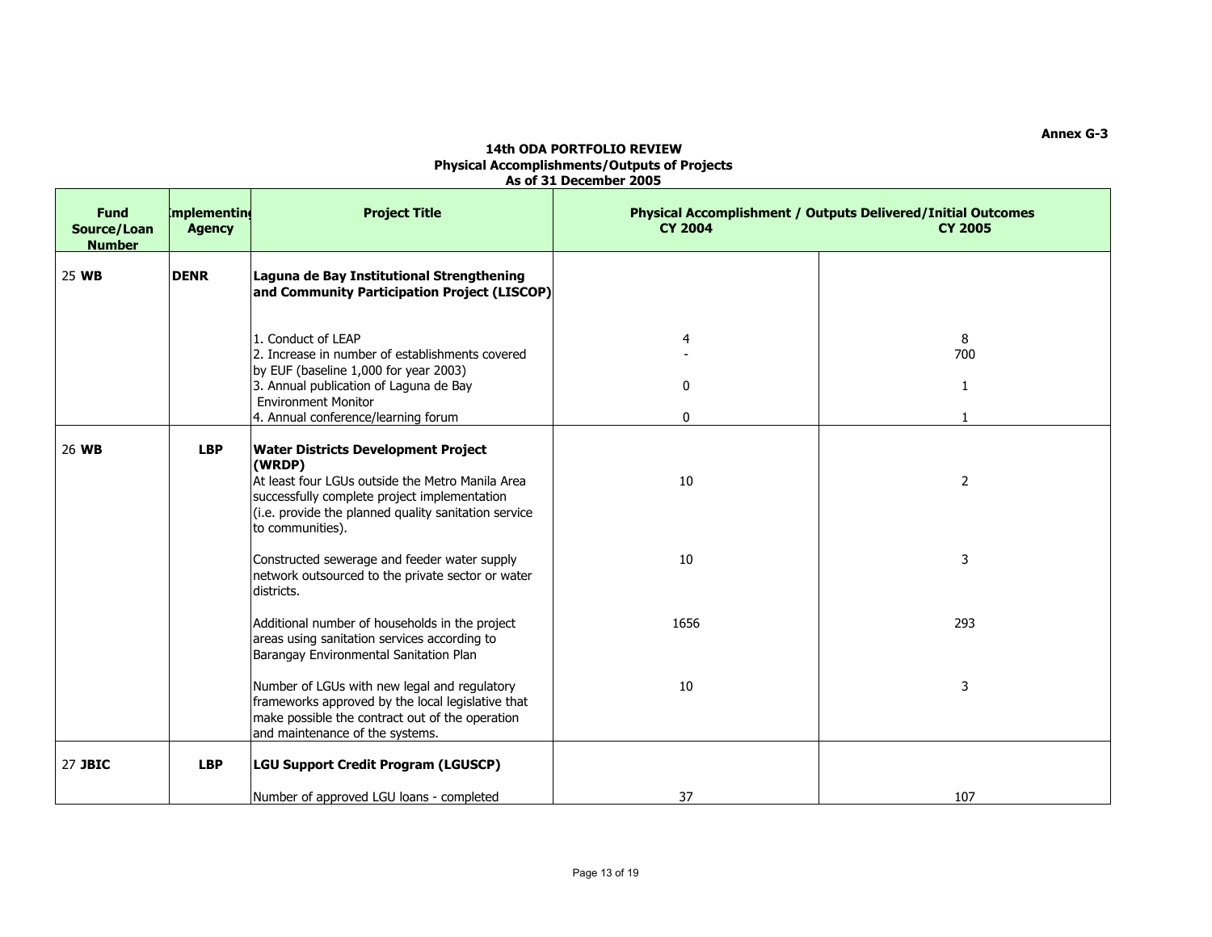Annex G-3

### 14th ODA PORTFOLIO REVIEW
### Physical Accomplishments/Outputs of Projects
### As of 31 December 2005

| Fund Source/Loan Number | Implementing Agency | Project Title | Physical Accomplishment / Outputs Delivered/Initial Outcomes CY 2004 | CY 2005 |
|---|---|---|---|---|
| 25 **WB** | **DENR** | **Laguna de Bay Institutional Strengthening and Community Participation Project (LISCOP)** | | |
| | | 1. Conduct of LEAP | 4 | 8 |
| | | 2. Increase in number of establishments covered by EUF (baseline 1,000 for year 2003) | - | 700 |
| | | 3. Annual publication of Laguna de Bay Environment Monitor | 0 | 1 |
| | | 4. Annual conference/learning forum | 0 | 1 |
| 26 **WB** | **LBP** | **Water Districts Development Project (WRDP)** | | |
| | | At least four LGUs outside the Metro Manila Area successfully complete project implementation (i.e. provide the planned quality sanitation service to communities). | 10 | 2 |
| | | Constructed sewerage and feeder water supply network outsourced to the private sector or water districts. | 10 | 3 |
| | | Additional number of households in the project areas using sanitation services according to Barangay Environmental Sanitation Plan | 1656 | 293 |
| | | Number of LGUs with new legal and regulatory frameworks approved by the local legislative that make possible the contract out of the operation and maintenance of the systems. | 10 | 3 |
| 27 **JBIC** | **LBP** | **LGU Support Credit Program (LGUSCP)** | | |
| | | Number of approved LGU loans - completed | 37 | 107 |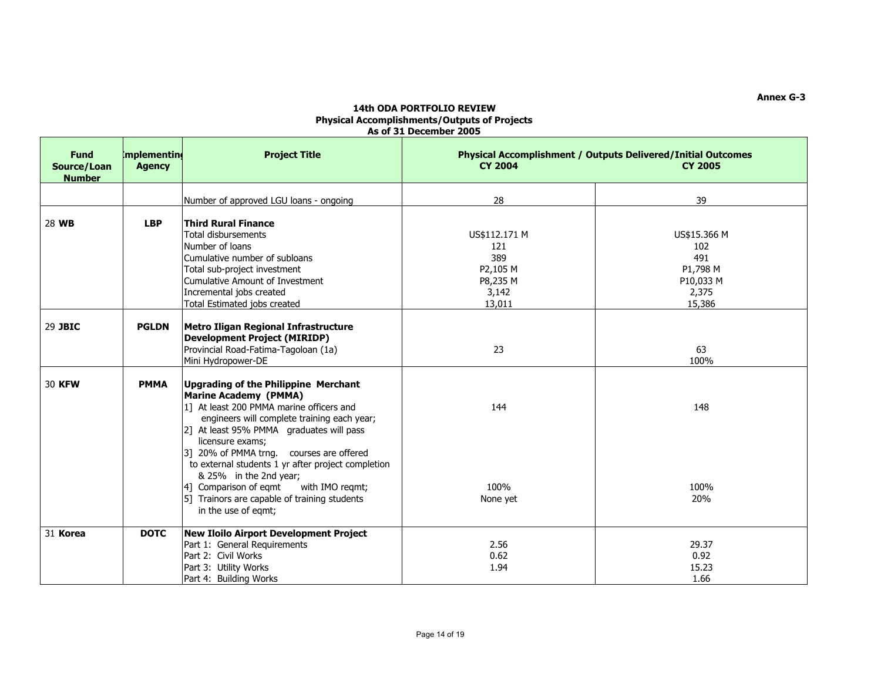Annex G-3

**14th ODA PORTFOLIO REVIEW**
**Physical Accomplishments/Outputs of Projects**
**As of 31 December 2005**

| Fund Source/Loan Number | Implementing Agency | Project Title | Physical Accomplishment / Outputs Delivered/Initial Outcomes CY 2004 | CY 2005 |
|---|---|---|---|---|
| | | Number of approved LGU loans - ongoing | 28 | 39 |
| 28 **WB** | **LBP** | **Third Rural Finance** | | |
| | | Total disbursements | US$112.171 M | US$15.366 M |
| | | Number of loans | 121 | 102 |
| | | Cumulative number of subloans | 389 | 491 |
| | | Total sub-project investment | P2,105 M | P1,798 M |
| | | Cumulative Amount of Investment | P8,235 M | P10,033 M |
| | | Incremental jobs created | 3,142 | 2,375 |
| | | Total Estimated jobs created | 13,011 | 15,386 |
| 29 **JBIC** | **PGLDN** | **Metro Iligan Regional Infrastructure Development Project (MIRIDP)** | | |
| | | Provincial Road-Fatima-Tagoloan (1a) | 23 | 63 |
| | | Mini Hydropower-DE | | 100% |
| 30 **KFW** | **PMMA** | **Upgrading of the Philippine Merchant Marine Academy (PMMA)** | | |
| | | 1] At least 200 PMMA marine officers and engineers will complete training each year; | 144 | 148 |
| | | 2] At least 95% PMMA graduates will pass licensure exams; | | |
| | | 3] 20% of PMMA trng. courses are offered to external students 1 yr after project completion & 25% in the 2nd year; | | |
| | | 4] Comparison of eqmt with IMO reqmt; | 100% | 100% |
| | | 5] Trainors are capable of training students in the use of eqmt; | None yet | 20% |
| 31 **Korea** | **DOTC** | **New Iloilo Airport Development Project** | | |
| | | Part 1: General Requirements | 2.56 | 29.37 |
| | | Part 2: Civil Works | 0.62 | 0.92 |
| | | Part 3: Utility Works | 1.94 | 15.23 |
| | | Part 4: Building Works | | 1.66 |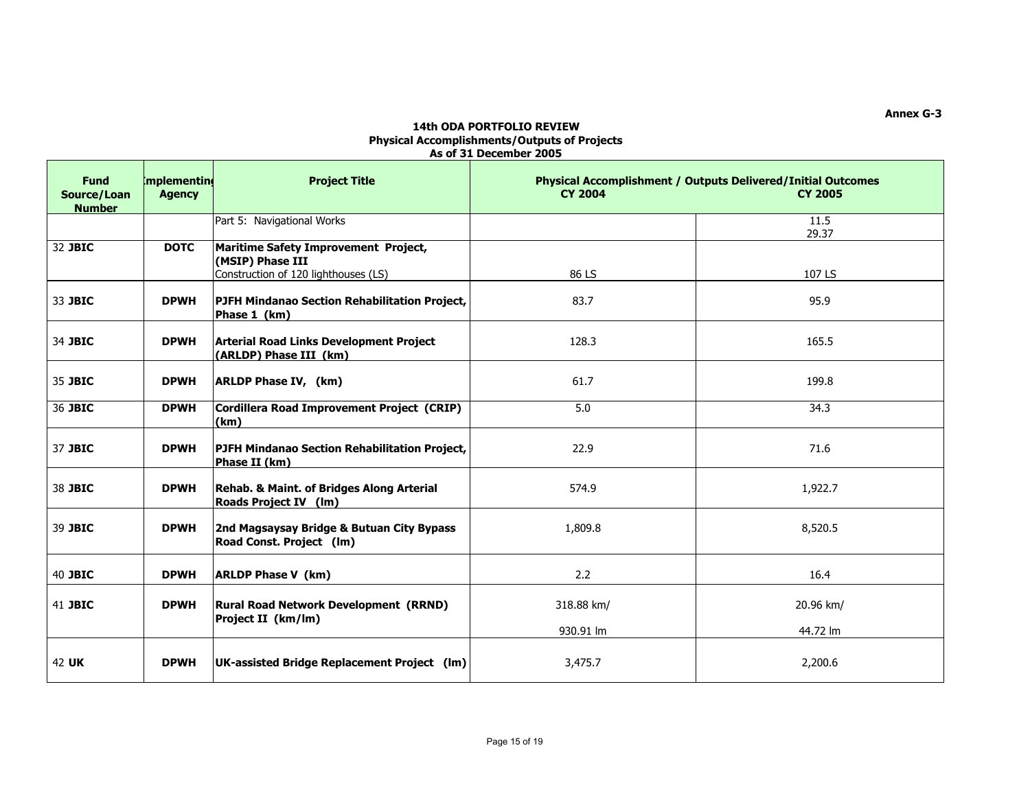Annex G-3

**14th ODA PORTFOLIO REVIEW**
**Physical Accomplishments/Outputs of Projects**
**As of 31 December 2005**

| Fund Source/Loan Number | Implementing Agency | Project Title | Physical Accomplishment / Outputs Delivered/Initial Outcomes CY 2004 | CY 2005 |
|---|---|---|---|---|
| | | Part 5: Navigational Works | | 11.5<br>29.37 |
| 32 **JBIC** | **DOTC** | **Maritime Safety Improvement Project, (MSIP) Phase III**<br>Construction of 120 lighthouses (LS) | 86 LS | 107 LS |
| 33 **JBIC** | **DPWH** | **PJFH Mindanao Section Rehabilitation Project, Phase 1 (km)** | 83.7 | 95.9 |
| 34 **JBIC** | **DPWH** | **Arterial Road Links Development Project (ARLDP) Phase III (km)** | 128.3 | 165.5 |
| 35 **JBIC** | **DPWH** | **ARLDP Phase IV, (km)** | 61.7 | 199.8 |
| 36 **JBIC** | **DPWH** | **Cordillera Road Improvement Project (CRIP) (km)** | 5.0 | 34.3 |
| 37 **JBIC** | **DPWH** | **PJFH Mindanao Section Rehabilitation Project, Phase II (km)** | 22.9 | 71.6 |
| 38 **JBIC** | **DPWH** | **Rehab. & Maint. of Bridges Along Arterial Roads Project IV (lm)** | 574.9 | 1,922.7 |
| 39 **JBIC** | **DPWH** | **2nd Magsaysay Bridge & Butuan City Bypass Road Const. Project (lm)** | 1,809.8 | 8,520.5 |
| 40 **JBIC** | **DPWH** | **ARLDP Phase V (km)** | 2.2 | 16.4 |
| 41 **JBIC** | **DPWH** | **Rural Road Network Development (RRND) Project II (km/lm)** | 318.88 km/<br>930.91 lm | 20.96 km/<br>44.72 lm |
| 42 **UK** | **DPWH** | **UK-assisted Bridge Replacement Project (lm)** | 3,475.7 | 2,200.6 |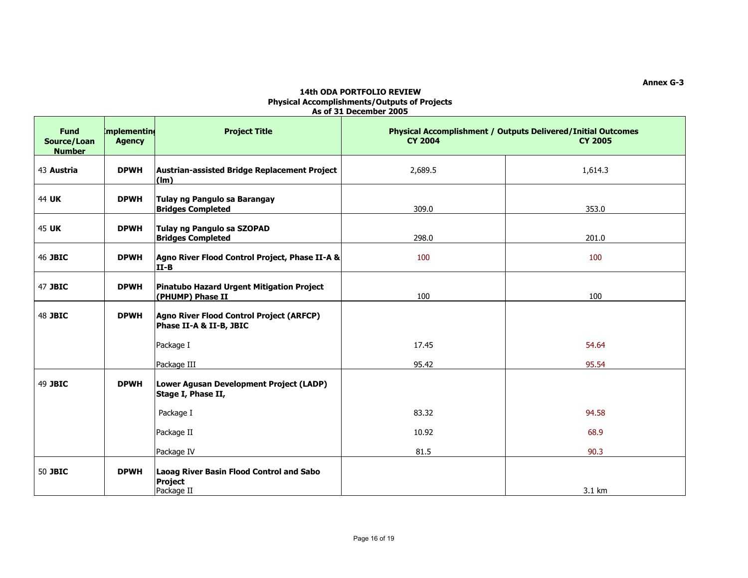Annex G-3

**14th ODA PORTFOLIO REVIEW**
**Physical Accomplishments/Outputs of Projects**
**As of 31 December 2005**

| Fund Source/Loan Number | Implementing Agency | Project Title | Physical Accomplishment / Outputs Delivered/Initial Outcomes CY 2004 | CY 2005 |
|---|---|---|---|---|
| 43 **Austria** | **DPWH** | **Austrian-assisted Bridge Replacement Project (lm)** | 2,689.5 | 1,614.3 |
| 44 **UK** | **DPWH** | **Tulay ng Pangulo sa Barangay Bridges Completed** | 309.0 | 353.0 |
| 45 **UK** | **DPWH** | **Tulay ng Pangulo sa SZOPAD Bridges Completed** | 298.0 | 201.0 |
| 46 **JBIC** | **DPWH** | **Agno River Flood Control Project, Phase II-A & II-B** | 100 | 100 |
| 47 **JBIC** | **DPWH** | **Pinatubo Hazard Urgent Mitigation Project (PHUMP) Phase II** | 100 | 100 |
| 48 **JBIC** | **DPWH** | **Agno River Flood Control Project (ARFCP) Phase II-A & II-B, JBIC** | | |
| | | Package I | 17.45 | 54.64 |
| | | Package III | 95.42 | 95.54 |
| 49 **JBIC** | **DPWH** | **Lower Agusan Development Project (LADP) Stage I, Phase II,** | | |
| | | Package I | 83.32 | 94.58 |
| | | Package II | 10.92 | 68.9 |
| | | Package IV | 81.5 | 90.3 |
| 50 **JBIC** | **DPWH** | **Laoag River Basin Flood Control and Sabo Project** Package II | | 3.1 km |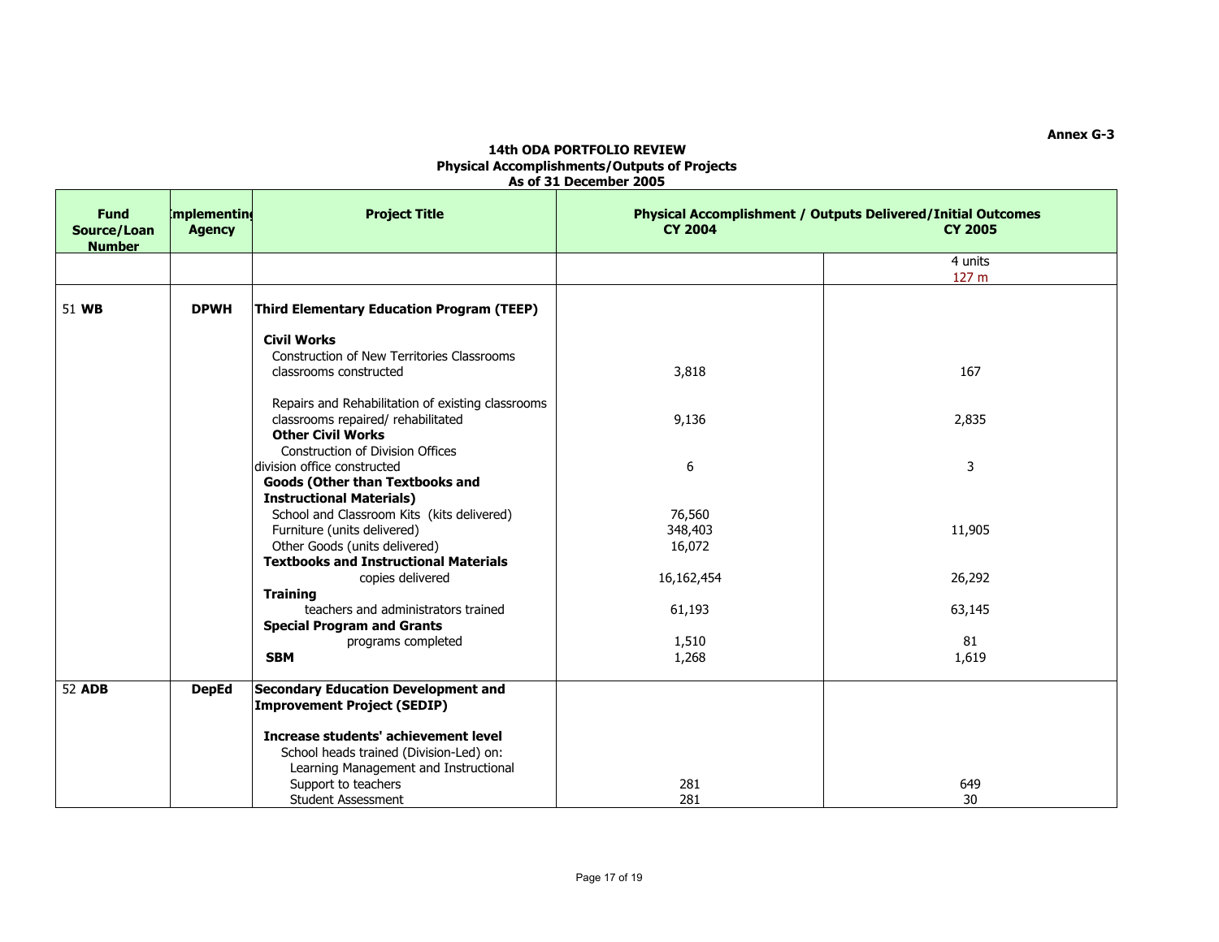Annex G-3

**14th ODA PORTFOLIO REVIEW**
**Physical Accomplishments/Outputs of Projects**
**As of 31 December 2005**

| Fund Source/Loan Number | Implementing Agency | Project Title | Physical Accomplishment / Outputs Delivered/Initial Outcomes CY 2004 | CY 2005 |
|---|---|---|---|---|
| | | | | 4 units<br>127 m |
| 51 **WB** | **DPWH** | **Third Elementary Education Program (TEEP)** | | |
| | | **Civil Works** | | |
| | | Construction of New Territories Classrooms | | |
| | | classrooms constructed | 3,818 | 167 |
| | | Repairs and Rehabilitation of existing classrooms | | |
| | | classrooms repaired/ rehabilitated | 9,136 | 2,835 |
| | | **Other Civil Works** | | |
| | | Construction of Division Offices | | |
| | | division office constructed | 6 | 3 |
| | | **Goods (Other than Textbooks and Instructional Materials)** | | |
| | | School and Classroom Kits (kits delivered) | 76,560 | |
| | | Furniture (units delivered) | 348,403 | 11,905 |
| | | Other Goods (units delivered) | 16,072 | |
| | | **Textbooks and Instructional Materials** | | |
| | | copies delivered | 16,162,454 | 26,292 |
| | | **Training** | | |
| | | teachers and administrators trained | 61,193 | 63,145 |
| | | **Special Program and Grants** | | |
| | | programs completed | 1,510 | 81 |
| | | **SBM** | 1,268 | 1,619 |
| 52 **ADB** | **DepEd** | **Secondary Education Development and Improvement Project (SEDIP)** | | |
| | | **Increase students' achievement level** | | |
| | | School heads trained (Division-Led) on: | | |
| | | Learning Management and Instructional Support to teachers | 281 | 649 |
| | | Student Assessment | 281 | 30 |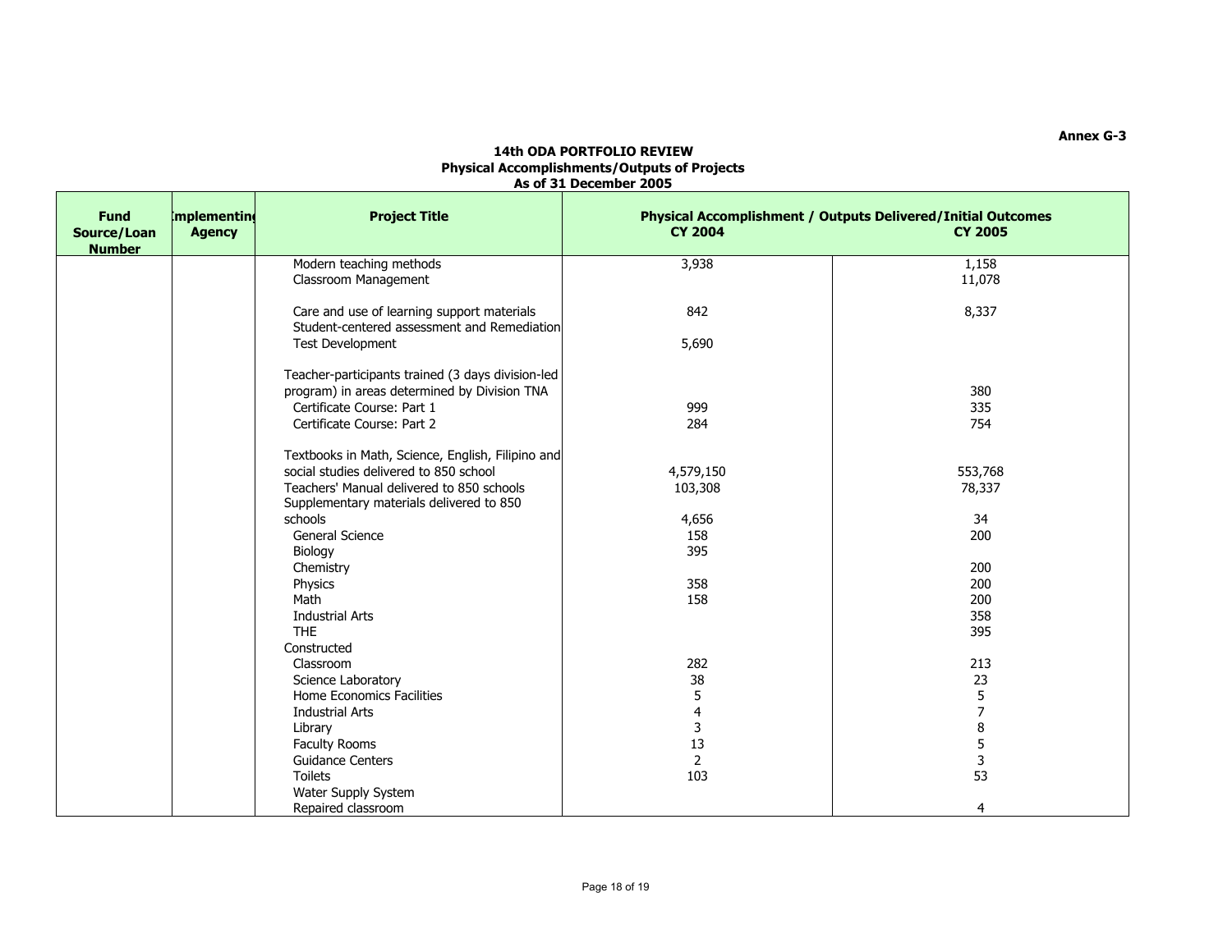**Annex G-3**

**14th ODA PORTFOLIO REVIEW**
**Physical Accomplishments/Outputs of Projects**
**As of 31 December 2005**

| Fund Source/Loan Number | Implementing Agency | Project Title | Physical Accomplishment / Outputs Delivered/Initial Outcomes CY 2004 | CY 2005 |
|---|---|---|---|---|
| | | Modern teaching methods | 3,938 | 1,158 |
| | | Classroom Management | | 11,078 |
| | | Care and use of learning support materials | 842 | 8,337 |
| | | Student-centered assessment and Remediation | | |
| | | Test Development | 5,690 | |
| | | Teacher-participants trained (3 days division-led program) in areas determined by Division TNA | | 380 |
| | | Certificate Course: Part 1 | 999 | 335 |
| | | Certificate Course: Part 2 | 284 | 754 |
| | | Textbooks in Math, Science, English, Filipino and social studies delivered to 850 school | 4,579,150 | 553,768 |
| | | Teachers' Manual delivered to 850 schools | 103,308 | 78,337 |
| | | Supplementary materials delivered to 850 schools | 4,656 | 34 |
| | | General Science | 158 | 200 |
| | | Biology | 395 | |
| | | Chemistry | | 200 |
| | | Physics | 358 | 200 |
| | | Math | 158 | 200 |
| | | Industrial Arts | | 358 |
| | | THE | | 395 |
| | | Constructed | | |
| | | Classroom | 282 | 213 |
| | | Science Laboratory | 38 | 23 |
| | | Home Economics Facilities | 5 | 5 |
| | | Industrial Arts | 4 | 7 |
| | | Library | 3 | 8 |
| | | Faculty Rooms | 13 | 5 |
| | | Guidance Centers | 2 | 3 |
| | | Toilets | 103 | 53 |
| | | Water Supply System | | |
| | | Repaired classroom | | 4 |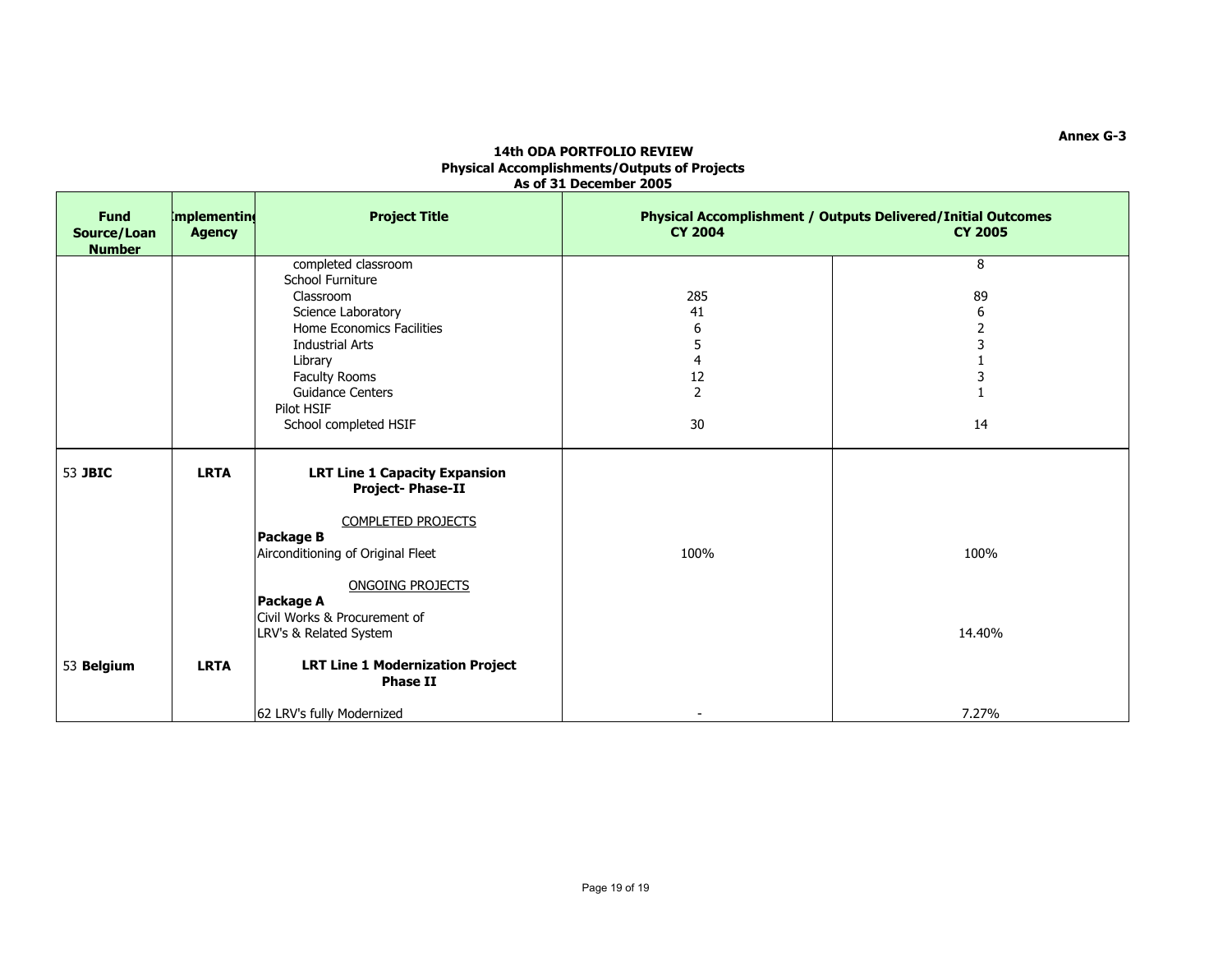Annex G-3

# 14th ODA PORTFOLIO REVIEW
## Physical Accomplishments/Outputs of Projects
### As of 31 December 2005

| Fund Source/Loan Number | Implementing Agency | Project Title | Physical Accomplishment / Outputs Delivered/Initial Outcomes CY 2004 | CY 2005 |
|---|---|---|---|---|
| | | completed classroom | | 8 |
| | | School Furniture | | |
| | | Classroom | 285 | 89 |
| | | Science Laboratory | 41 | 6 |
| | | Home Economics Facilities | 6 | 2 |
| | | Industrial Arts | 5 | 3 |
| | | Library | 4 | 1 |
| | | Faculty Rooms | 12 | 3 |
| | | Guidance Centers | 2 | 1 |
| | | Pilot HSIF | | |
| | | School completed HSIF | 30 | 14 |
| 53 **JBIC** | **LRTA** | **LRT Line 1 Capacity Expansion Project- Phase-II** | | |
| | | COMPLETED PROJECTS | | |
| | | **Package B** | | |
| | | Airconditioning of Original Fleet | 100% | 100% |
| | | ONGOING PROJECTS | | |
| | | **Package A** | | |
| | | Civil Works & Procurement of LRV's & Related System | | 14.40% |
| 53 **Belgium** | **LRTA** | **LRT Line 1 Modernization Project Phase II** | | |
| | | 62 LRV's fully Modernized | - | 7.27% |